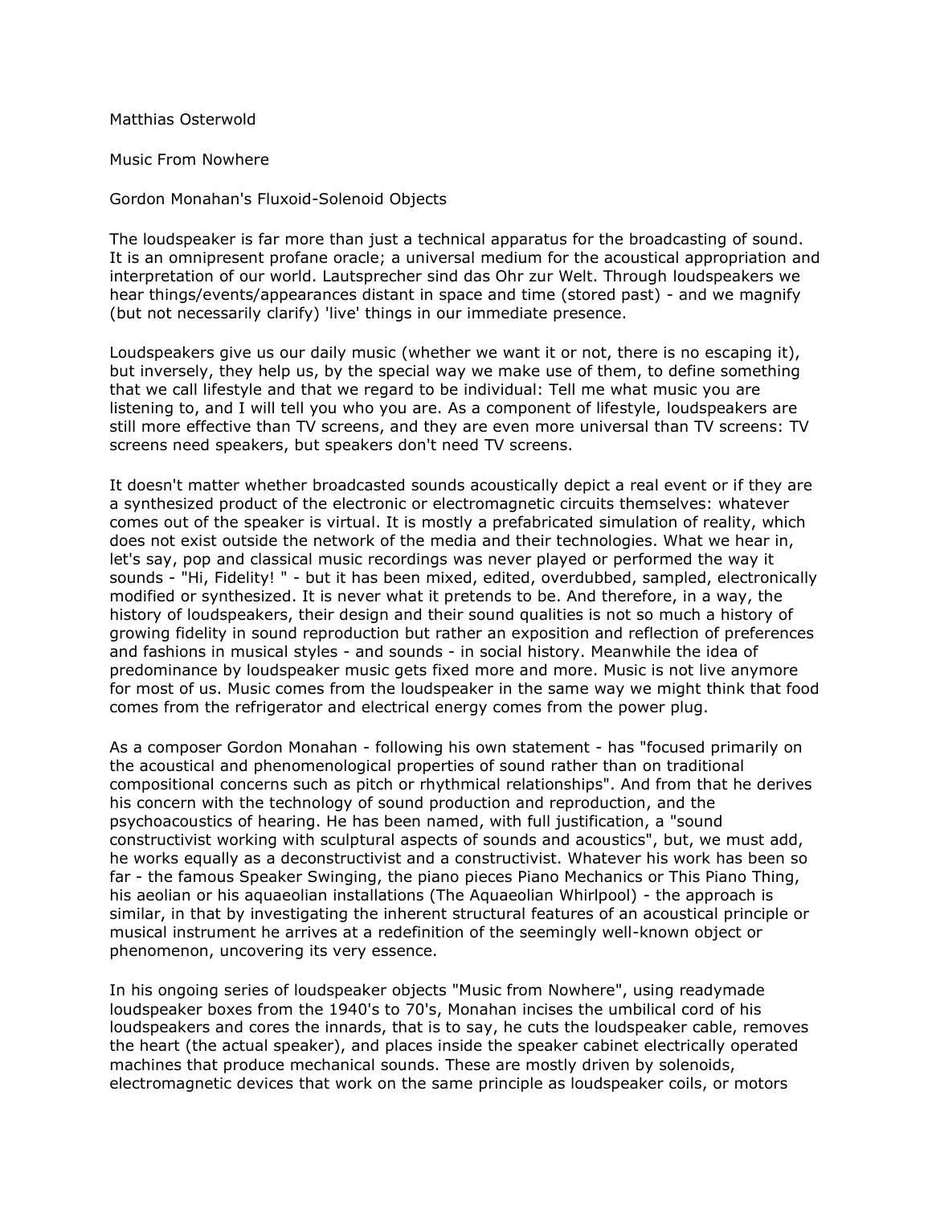Matthias Osterwold

# Music From Nowhere

## Gordon Monahan's Fluxoid-Solenoid Objects

The loudspeaker is far more than just a technical apparatus for the broadcasting of sound. It is an omnipresent profane oracle; a universal medium for the acoustical appropriation and interpretation of our world. Lautsprecher sind das Ohr zur Welt. Through loudspeakers we hear things/events/appearances distant in space and time (stored past) - and we magnify (but not necessarily clarify) 'live' things in our immediate presence.

Loudspeakers give us our daily music (whether we want it or not, there is no escaping it), but inversely, they help us, by the special way we make use of them, to define something that we call lifestyle and that we regard to be individual: Tell me what music you are listening to, and I will tell you who you are. As a component of lifestyle, loudspeakers are still more effective than TV screens, and they are even more universal than TV screens: TV screens need speakers, but speakers don't need TV screens.

It doesn't matter whether broadcasted sounds acoustically depict a real event or if they are a synthesized product of the electronic or electromagnetic circuits themselves: whatever comes out of the speaker is virtual. It is mostly a prefabricated simulation of reality, which does not exist outside the network of the media and their technologies. What we hear in, let's say, pop and classical music recordings was never played or performed the way it sounds - "Hi, Fidelity! " - but it has been mixed, edited, overdubbed, sampled, electronically modified or synthesized. It is never what it pretends to be. And therefore, in a way, the history of loudspeakers, their design and their sound qualities is not so much a history of growing fidelity in sound reproduction but rather an exposition and reflection of preferences and fashions in musical styles - and sounds - in social history. Meanwhile the idea of predominance by loudspeaker music gets fixed more and more. Music is not live anymore for most of us. Music comes from the loudspeaker in the same way we might think that food comes from the refrigerator and electrical energy comes from the power plug.

As a composer Gordon Monahan - following his own statement - has "focused primarily on the acoustical and phenomenological properties of sound rather than on traditional compositional concerns such as pitch or rhythmical relationships". And from that he derives his concern with the technology of sound production and reproduction, and the psychoacoustics of hearing. He has been named, with full justification, a "sound constructivist working with sculptural aspects of sounds and acoustics", but, we must add, he works equally as a deconstructivist and a constructivist. Whatever his work has been so far - the famous Speaker Swinging, the piano pieces Piano Mechanics or This Piano Thing, his aeolian or his aquaeolian installations (The Aquaeolian Whirlpool) - the approach is similar, in that by investigating the inherent structural features of an acoustical principle or musical instrument he arrives at a redefinition of the seemingly well-known object or phenomenon, uncovering its very essence.

In his ongoing series of loudspeaker objects "Music from Nowhere", using readymade loudspeaker boxes from the 1940's to 70's, Monahan incises the umbilical cord of his loudspeakers and cores the innards, that is to say, he cuts the loudspeaker cable, removes the heart (the actual speaker), and places inside the speaker cabinet electrically operated machines that produce mechanical sounds. These are mostly driven by solenoids, electromagnetic devices that work on the same principle as loudspeaker coils, or motors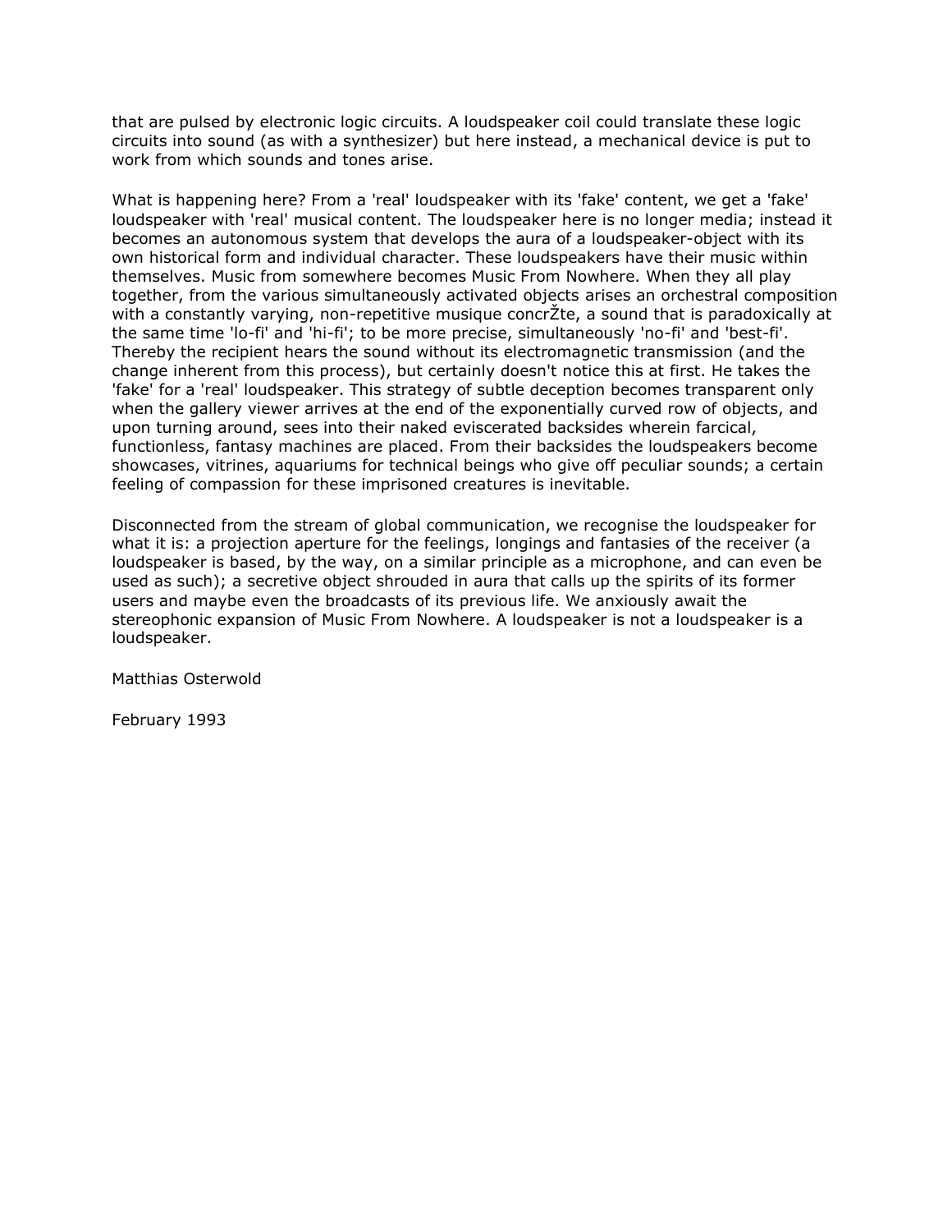that are pulsed by electronic logic circuits. A loudspeaker coil could translate these logic circuits into sound (as with a synthesizer) but here instead, a mechanical device is put to work from which sounds and tones arise.

What is happening here? From a 'real' loudspeaker with its 'fake' content, we get a 'fake' loudspeaker with 'real' musical content. The loudspeaker here is no longer media; instead it becomes an autonomous system that develops the aura of a loudspeaker-object with its own historical form and individual character. These loudspeakers have their music within themselves. Music from somewhere becomes Music From Nowhere. When they all play together, from the various simultaneously activated objects arises an orchestral composition with a constantly varying, non-repetitive musique concrŽte, a sound that is paradoxically at the same time 'lo-fi' and 'hi-fi'; to be more precise, simultaneously 'no-fi' and 'best-fi'. Thereby the recipient hears the sound without its electromagnetic transmission (and the change inherent from this process), but certainly doesn't notice this at first. He takes the 'fake' for a 'real' loudspeaker. This strategy of subtle deception becomes transparent only when the gallery viewer arrives at the end of the exponentially curved row of objects, and upon turning around, sees into their naked eviscerated backsides wherein farcical, functionless, fantasy machines are placed. From their backsides the loudspeakers become showcases, vitrines, aquariums for technical beings who give off peculiar sounds; a certain feeling of compassion for these imprisoned creatures is inevitable.

Disconnected from the stream of global communication, we recognise the loudspeaker for what it is: a projection aperture for the feelings, longings and fantasies of the receiver (a loudspeaker is based, by the way, on a similar principle as a microphone, and can even be used as such); a secretive object shrouded in aura that calls up the spirits of its former users and maybe even the broadcasts of its previous life. We anxiously await the stereophonic expansion of Music From Nowhere. A loudspeaker is not a loudspeaker is a loudspeaker.

Matthias Osterwold

February 1993